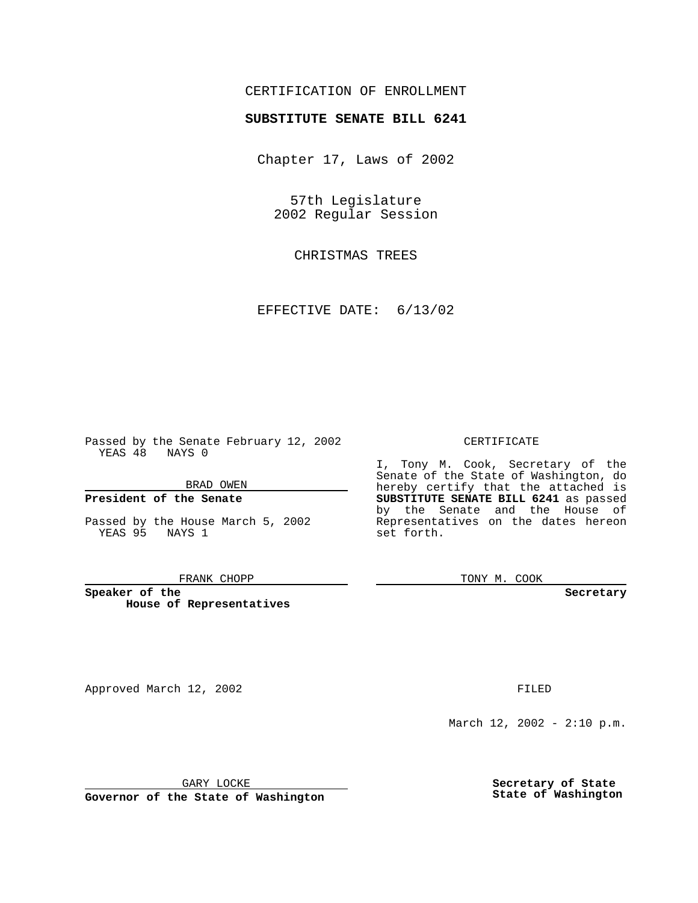CERTIFICATION OF ENROLLMENT

**SUBSTITUTE SENATE BILL 6241**

Chapter 17, Laws of 2002

57th Legislature
2002 Regular Session

CHRISTMAS TREES

EFFECTIVE DATE: 6/13/02

Passed by the Senate February 12, 2002
YEAS 48 NAYS 0

BRAD OWEN

**President of the Senate**

Passed by the House March 5, 2002
YEAS 95 NAYS 1

FRANK CHOPP

**Speaker of the House of Representatives**

CERTIFICATE

I, Tony M. Cook, Secretary of the Senate of the State of Washington, do hereby certify that the attached is **SUBSTITUTE SENATE BILL 6241** as passed by the Senate and the House of Representatives on the dates hereon set forth.

TONY M. COOK

**Secretary**

Approved March 12, 2002

FILED

March 12, 2002 - 2:10 p.m.

GARY LOCKE

**Governor of the State of Washington**

**Secretary of State
State of Washington**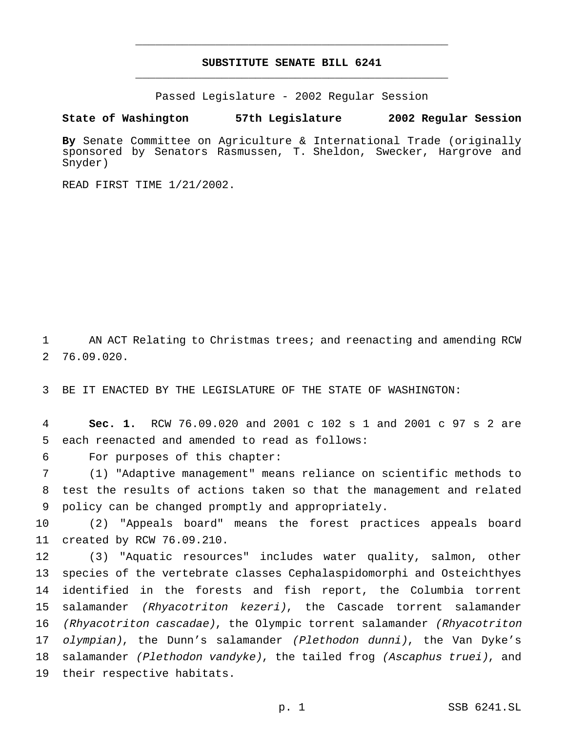# SUBSTITUTE SENATE BILL 6241

Passed Legislature - 2002 Regular Session

**State of Washington 57th Legislature 2002 Regular Session**

**By** Senate Committee on Agriculture & International Trade (originally sponsored by Senators Rasmussen, T. Sheldon, Swecker, Hargrove and Snyder)

READ FIRST TIME 1/21/2002.

1 AN ACT Relating to Christmas trees; and reenacting and amending RCW
2 76.09.020.

3 BE IT ENACTED BY THE LEGISLATURE OF THE STATE OF WASHINGTON:

4 **Sec. 1.** RCW 76.09.020 and 2001 c 102 s 1 and 2001 c 97 s 2 are
5 each reenacted and amended to read as follows:

6 For purposes of this chapter:

7 (1) "Adaptive management" means reliance on scientific methods to
8 test the results of actions taken so that the management and related
9 policy can be changed promptly and appropriately.

10 (2) "Appeals board" means the forest practices appeals board
11 created by RCW 76.09.210.

12 (3) "Aquatic resources" includes water quality, salmon, other
13 species of the vertebrate classes Cephalaspidomorphi and Osteichthyes
14 identified in the forests and fish report, the Columbia torrent
15 salamander *(Rhyacotriton kezeri)*, the Cascade torrent salamander
16 *(Rhyacotriton cascadae)*, the Olympic torrent salamander *(Rhyacotriton*
17 *olympian)*, the Dunn's salamander *(Plethodon dunni)*, the Van Dyke's
18 salamander *(Plethodon vandyke)*, the tailed frog *(Ascaphus truei)*, and
19 their respective habitats.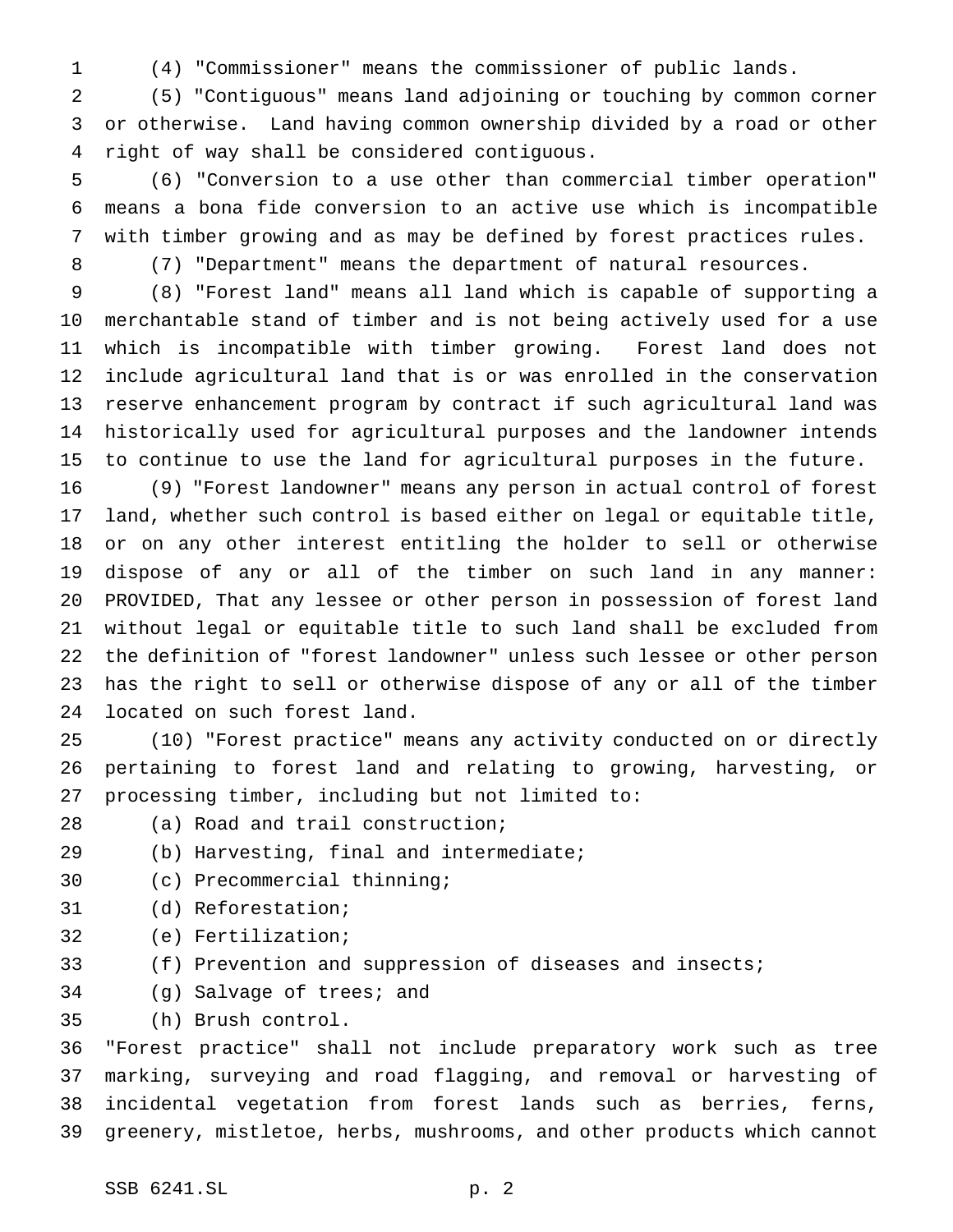(4) "Commissioner" means the commissioner of public lands.

(5) "Contiguous" means land adjoining or touching by common corner or otherwise. Land having common ownership divided by a road or other right of way shall be considered contiguous.

(6) "Conversion to a use other than commercial timber operation" means a bona fide conversion to an active use which is incompatible with timber growing and as may be defined by forest practices rules.

(7) "Department" means the department of natural resources.

(8) "Forest land" means all land which is capable of supporting a merchantable stand of timber and is not being actively used for a use which is incompatible with timber growing. Forest land does not include agricultural land that is or was enrolled in the conservation reserve enhancement program by contract if such agricultural land was historically used for agricultural purposes and the landowner intends to continue to use the land for agricultural purposes in the future.

(9) "Forest landowner" means any person in actual control of forest land, whether such control is based either on legal or equitable title, or on any other interest entitling the holder to sell or otherwise dispose of any or all of the timber on such land in any manner: PROVIDED, That any lessee or other person in possession of forest land without legal or equitable title to such land shall be excluded from the definition of "forest landowner" unless such lessee or other person has the right to sell or otherwise dispose of any or all of the timber located on such forest land.

(10) "Forest practice" means any activity conducted on or directly pertaining to forest land and relating to growing, harvesting, or processing timber, including but not limited to:

(a) Road and trail construction;

(b) Harvesting, final and intermediate;

(c) Precommercial thinning;

(d) Reforestation;

(e) Fertilization;

(f) Prevention and suppression of diseases and insects;

(g) Salvage of trees; and

(h) Brush control.

"Forest practice" shall not include preparatory work such as tree marking, surveying and road flagging, and removal or harvesting of incidental vegetation from forest lands such as berries, ferns, greenery, mistletoe, herbs, mushrooms, and other products which cannot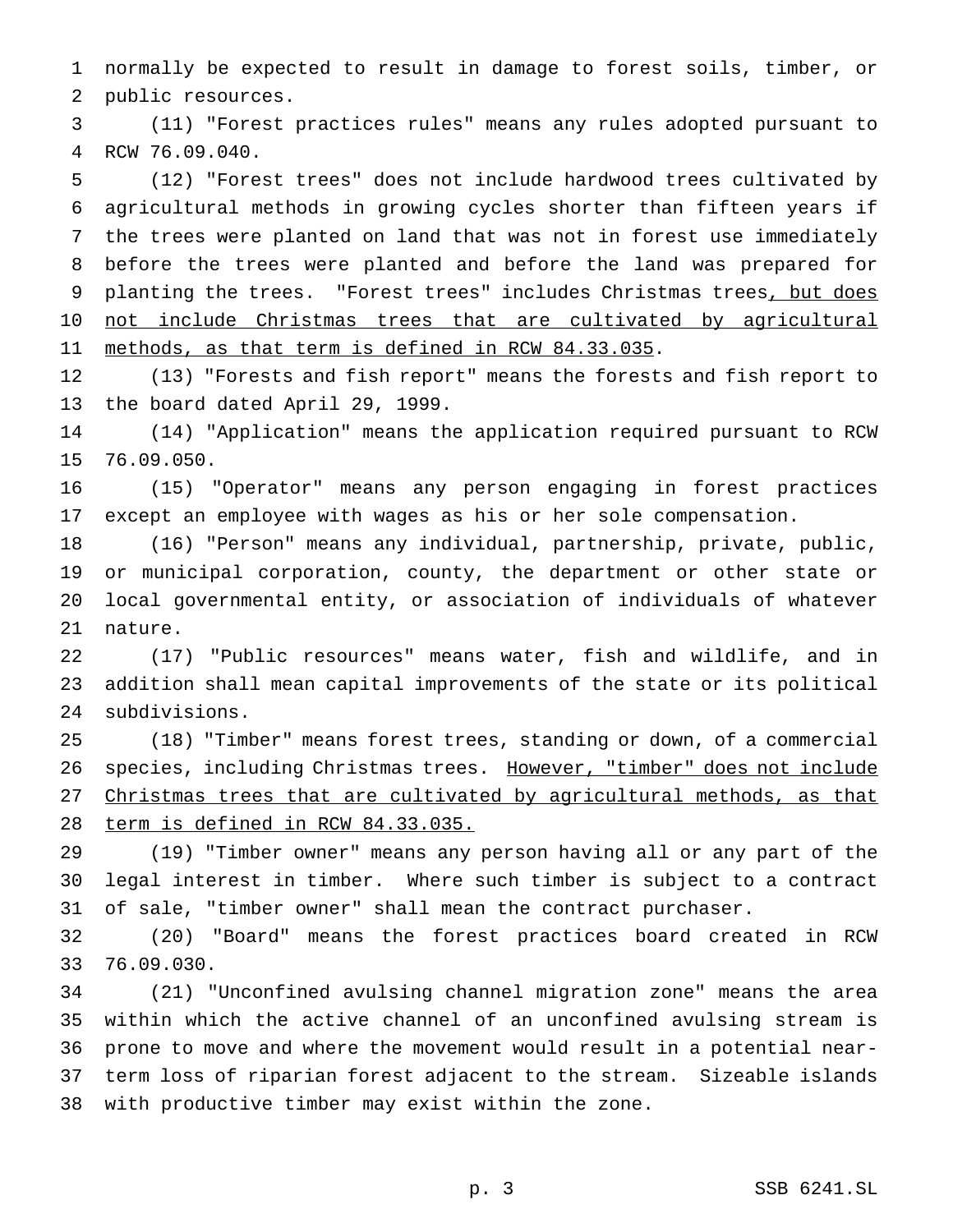normally be expected to result in damage to forest soils, timber, or public resources.

(11) "Forest practices rules" means any rules adopted pursuant to RCW 76.09.040.

(12) "Forest trees" does not include hardwood trees cultivated by agricultural methods in growing cycles shorter than fifteen years if the trees were planted on land that was not in forest use immediately before the trees were planted and before the land was prepared for planting the trees. "Forest trees" includes Christmas trees<u>, but does not include Christmas trees that are cultivated by agricultural methods, as that term is defined in RCW 84.33.035</u>.

(13) "Forests and fish report" means the forests and fish report to the board dated April 29, 1999.

(14) "Application" means the application required pursuant to RCW 76.09.050.

(15) "Operator" means any person engaging in forest practices except an employee with wages as his or her sole compensation.

(16) "Person" means any individual, partnership, private, public, or municipal corporation, county, the department or other state or local governmental entity, or association of individuals of whatever nature.

(17) "Public resources" means water, fish and wildlife, and in addition shall mean capital improvements of the state or its political subdivisions.

(18) "Timber" means forest trees, standing or down, of a commercial species, including Christmas trees. <u>However, "timber" does not include Christmas trees that are cultivated by agricultural methods, as that term is defined in RCW 84.33.035.</u>

(19) "Timber owner" means any person having all or any part of the legal interest in timber. Where such timber is subject to a contract of sale, "timber owner" shall mean the contract purchaser.

(20) "Board" means the forest practices board created in RCW 76.09.030.

(21) "Unconfined avulsing channel migration zone" means the area within which the active channel of an unconfined avulsing stream is prone to move and where the movement would result in a potential near-term loss of riparian forest adjacent to the stream. Sizeable islands with productive timber may exist within the zone.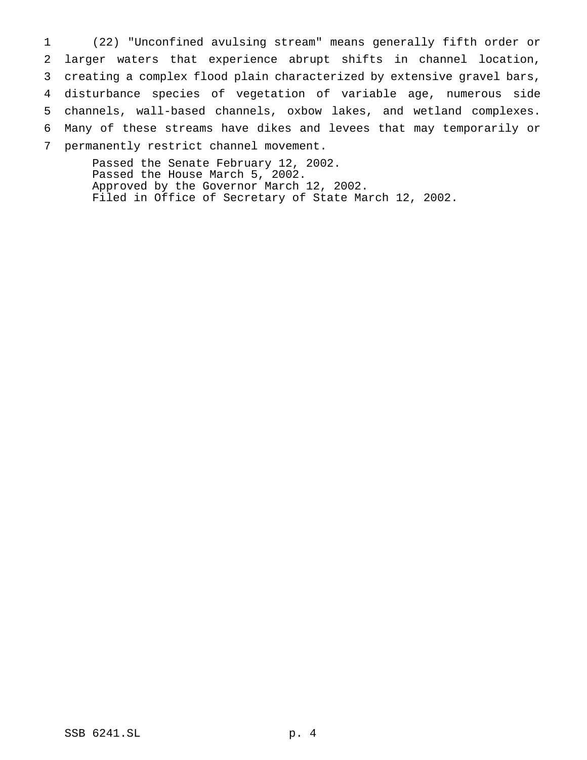(22) "Unconfined avulsing stream" means generally fifth order or larger waters that experience abrupt shifts in channel location, creating a complex flood plain characterized by extensive gravel bars, disturbance species of vegetation of variable age, numerous side channels, wall-based channels, oxbow lakes, and wetland complexes. Many of these streams have dikes and levees that may temporarily or permanently restrict channel movement.

Passed the Senate February 12, 2002.
Passed the House March 5, 2002.
Approved by the Governor March 12, 2002.
Filed in Office of Secretary of State March 12, 2002.